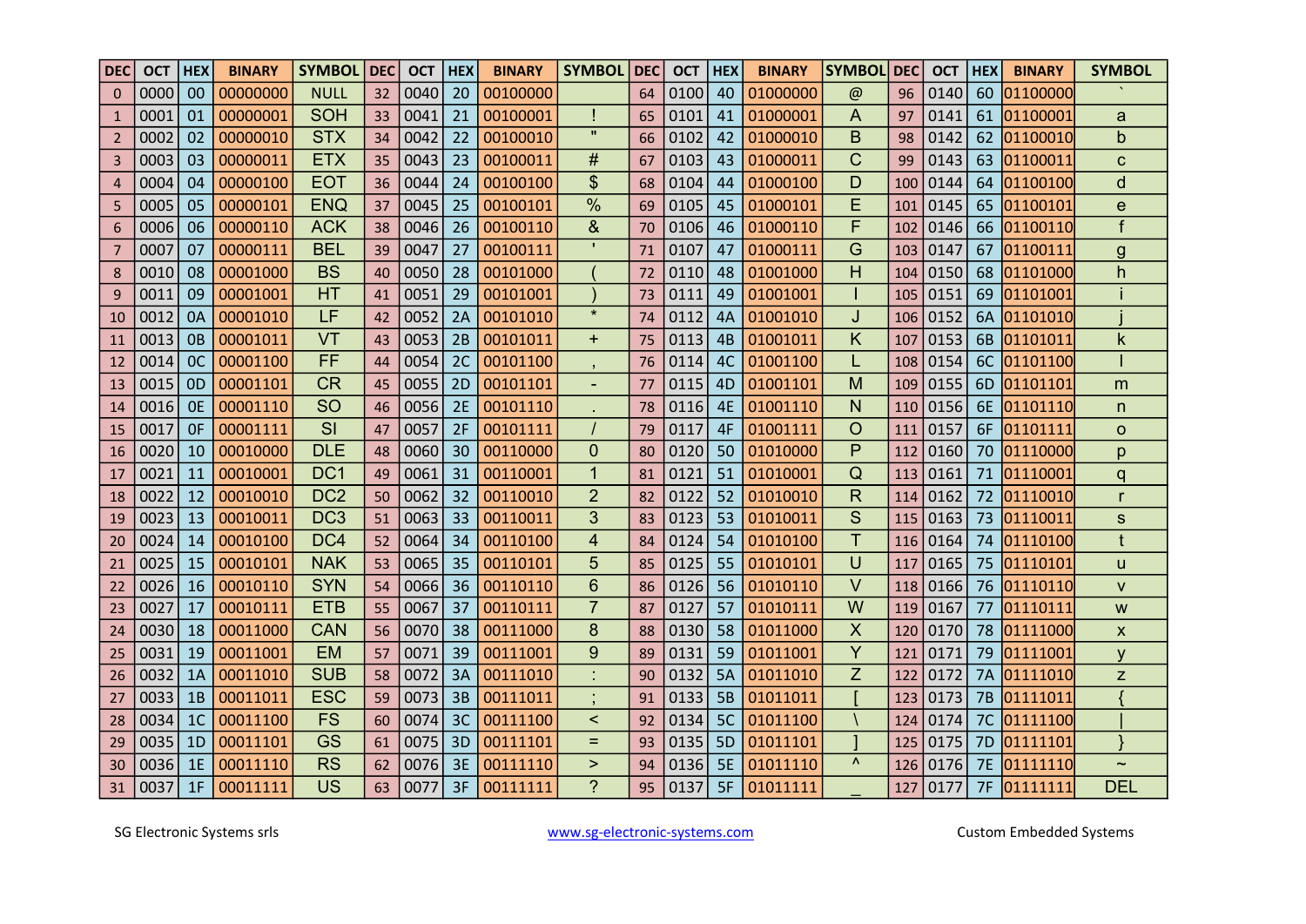| DEC | OCT | HEX | BINARY | SYMBOL | DEC | OCT | HEX | BINARY | SYMBOL | DEC | OCT | HEX | BINARY | SYMBOL | DEC | OCT | HEX | BINARY | SYMBOL |
|---|---|---|---|---|---|---|---|---|---|---|---|---|---|---|---|---|---|---|---|
| 0 | 0000 | 00 | 00000000 | NULL | 32 | 0040 | 20 | 00100000 | | 64 | 0100 | 40 | 01000000 | @ | 96 | 0140 | 60 | 01100000 | ` |
| 1 | 0001 | 01 | 00000001 | SOH | 33 | 0041 | 21 | 00100001 | ! | 65 | 0101 | 41 | 01000001 | A | 97 | 0141 | 61 | 01100001 | a |
| 2 | 0002 | 02 | 00000010 | STX | 34 | 0042 | 22 | 00100010 | " | 66 | 0102 | 42 | 01000010 | B | 98 | 0142 | 62 | 01100010 | b |
| 3 | 0003 | 03 | 00000011 | ETX | 35 | 0043 | 23 | 00100011 | # | 67 | 0103 | 43 | 01000011 | C | 99 | 0143 | 63 | 01100011 | c |
| 4 | 0004 | 04 | 00000100 | EOT | 36 | 0044 | 24 | 00100100 | $ | 68 | 0104 | 44 | 01000100 | D | 100 | 0144 | 64 | 01100100 | d |
| 5 | 0005 | 05 | 00000101 | ENQ | 37 | 0045 | 25 | 00100101 | % | 69 | 0105 | 45 | 01000101 | E | 101 | 0145 | 65 | 01100101 | e |
| 6 | 0006 | 06 | 00000110 | ACK | 38 | 0046 | 26 | 00100110 | & | 70 | 0106 | 46 | 01000110 | F | 102 | 0146 | 66 | 01100110 | f |
| 7 | 0007 | 07 | 00000111 | BEL | 39 | 0047 | 27 | 00100111 | ' | 71 | 0107 | 47 | 01000111 | G | 103 | 0147 | 67 | 01100111 | g |
| 8 | 0010 | 08 | 00001000 | BS | 40 | 0050 | 28 | 00101000 | ( | 72 | 0110 | 48 | 01001000 | H | 104 | 0150 | 68 | 01101000 | h |
| 9 | 0011 | 09 | 00001001 | HT | 41 | 0051 | 29 | 00101001 | ) | 73 | 0111 | 49 | 01001001 | I | 105 | 0151 | 69 | 01101001 | i |
| 10 | 0012 | 0A | 00001010 | LF | 42 | 0052 | 2A | 00101010 | * | 74 | 0112 | 4A | 01001010 | J | 106 | 0152 | 6A | 01101010 | j |
| 11 | 0013 | 0B | 00001011 | VT | 43 | 0053 | 2B | 00101011 | + | 75 | 0113 | 4B | 01001011 | K | 107 | 0153 | 6B | 01101011 | k |
| 12 | 0014 | 0C | 00001100 | FF | 44 | 0054 | 2C | 00101100 | , | 76 | 0114 | 4C | 01001100 | L | 108 | 0154 | 6C | 01101100 | l |
| 13 | 0015 | 0D | 00001101 | CR | 45 | 0055 | 2D | 00101101 | - | 77 | 0115 | 4D | 01001101 | M | 109 | 0155 | 6D | 01101101 | m |
| 14 | 0016 | 0E | 00001110 | SO | 46 | 0056 | 2E | 00101110 | . | 78 | 0116 | 4E | 01001110 | N | 110 | 0156 | 6E | 01101110 | n |
| 15 | 0017 | 0F | 00001111 | SI | 47 | 0057 | 2F | 00101111 | / | 79 | 0117 | 4F | 01001111 | O | 111 | 0157 | 6F | 01101111 | o |
| 16 | 0020 | 10 | 00010000 | DLE | 48 | 0060 | 30 | 00110000 | 0 | 80 | 0120 | 50 | 01010000 | P | 112 | 0160 | 70 | 01110000 | p |
| 17 | 0021 | 11 | 00010001 | DC1 | 49 | 0061 | 31 | 00110001 | 1 | 81 | 0121 | 51 | 01010001 | Q | 113 | 0161 | 71 | 01110001 | q |
| 18 | 0022 | 12 | 00010010 | DC2 | 50 | 0062 | 32 | 00110010 | 2 | 82 | 0122 | 52 | 01010010 | R | 114 | 0162 | 72 | 01110010 | r |
| 19 | 0023 | 13 | 00010011 | DC3 | 51 | 0063 | 33 | 00110011 | 3 | 83 | 0123 | 53 | 01010011 | S | 115 | 0163 | 73 | 01110011 | s |
| 20 | 0024 | 14 | 00010100 | DC4 | 52 | 0064 | 34 | 00110100 | 4 | 84 | 0124 | 54 | 01010100 | T | 116 | 0164 | 74 | 01110100 | t |
| 21 | 0025 | 15 | 00010101 | NAK | 53 | 0065 | 35 | 00110101 | 5 | 85 | 0125 | 55 | 01010101 | U | 117 | 0165 | 75 | 01110101 | u |
| 22 | 0026 | 16 | 00010110 | SYN | 54 | 0066 | 36 | 00110110 | 6 | 86 | 0126 | 56 | 01010110 | V | 118 | 0166 | 76 | 01110110 | v |
| 23 | 0027 | 17 | 00010111 | ETB | 55 | 0067 | 37 | 00110111 | 7 | 87 | 0127 | 57 | 01010111 | W | 119 | 0167 | 77 | 01110111 | w |
| 24 | 0030 | 18 | 00011000 | CAN | 56 | 0070 | 38 | 00111000 | 8 | 88 | 0130 | 58 | 01011000 | X | 120 | 0170 | 78 | 01111000 | x |
| 25 | 0031 | 19 | 00011001 | EM | 57 | 0071 | 39 | 00111001 | 9 | 89 | 0131 | 59 | 01011001 | Y | 121 | 0171 | 79 | 01111001 | y |
| 26 | 0032 | 1A | 00011010 | SUB | 58 | 0072 | 3A | 00111010 | : | 90 | 0132 | 5A | 01011010 | Z | 122 | 0172 | 7A | 01111010 | z |
| 27 | 0033 | 1B | 00011011 | ESC | 59 | 0073 | 3B | 00111011 | ; | 91 | 0133 | 5B | 01011011 | [ | 123 | 0173 | 7B | 01111011 | { |
| 28 | 0034 | 1C | 00011100 | FS | 60 | 0074 | 3C | 00111100 | < | 92 | 0134 | 5C | 01011100 | \ | 124 | 0174 | 7C | 01111100 | \| |
| 29 | 0035 | 1D | 00011101 | GS | 61 | 0075 | 3D | 00111101 | = | 93 | 0135 | 5D | 01011101 | ] | 125 | 0175 | 7D | 01111101 | } |
| 30 | 0036 | 1E | 00011110 | RS | 62 | 0076 | 3E | 00111110 | > | 94 | 0136 | 5E | 01011110 | ^ | 126 | 0176 | 7E | 01111110 | ~ |
| 31 | 0037 | 1F | 00011111 | US | 63 | 0077 | 3F | 00111111 | ? | 95 | 0137 | 5F | 01011111 | _ | 127 | 0177 | 7F | 01111111 | DEL |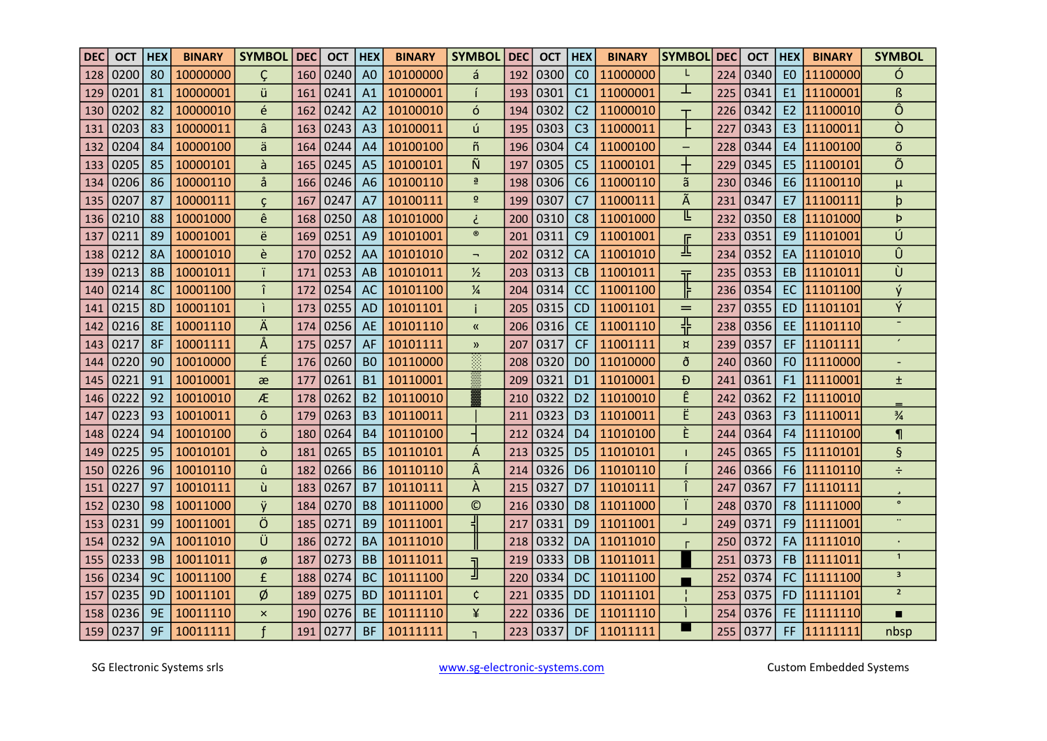| DEC | OCT | HEX | BINARY | SYMBOL | DEC | OCT | HEX | BINARY | SYMBOL | DEC | OCT | HEX | BINARY | SYMBOL | DEC | OCT | HEX | BINARY | SYMBOL |
|---|---|---|---|---|---|---|---|---|---|---|---|---|---|---|---|---|---|---|---|
| 128 | 0200 | 80 | 10000000 | Ç | 160 | 0240 | A0 | 10100000 | á | 192 | 0300 | C0 | 11000000 | └ | 224 | 0340 | E0 | 11100000 | Ó |
| 129 | 0201 | 81 | 10000001 | ü | 161 | 0241 | A1 | 10100001 | í | 193 | 0301 | C1 | 11000001 | ┴ | 225 | 0341 | E1 | 11100001 | ß |
| 130 | 0202 | 82 | 10000010 | é | 162 | 0242 | A2 | 10100010 | ó | 194 | 0302 | C2 | 11000010 | ┬ | 226 | 0342 | E2 | 11100010 | Ô |
| 131 | 0203 | 83 | 10000011 | â | 163 | 0243 | A3 | 10100011 | ú | 195 | 0303 | C3 | 11000011 | ├ | 227 | 0343 | E3 | 11100011 | Ò |
| 132 | 0204 | 84 | 10000100 | ä | 164 | 0244 | A4 | 10100100 | ñ | 196 | 0304 | C4 | 11000100 | ─ | 228 | 0344 | E4 | 11100100 | õ |
| 133 | 0205 | 85 | 10000101 | à | 165 | 0245 | A5 | 10100101 | Ñ | 197 | 0305 | C5 | 11000101 | ┼ | 229 | 0345 | E5 | 11100101 | Õ |
| 134 | 0206 | 86 | 10000110 | å | 166 | 0246 | A6 | 10100110 | ª | 198 | 0306 | C6 | 11000110 | ã | 230 | 0346 | E6 | 11100110 | µ |
| 135 | 0207 | 87 | 10000111 | ç | 167 | 0247 | A7 | 10100111 | º | 199 | 0307 | C7 | 11000111 | Ã | 231 | 0347 | E7 | 11100111 | þ |
| 136 | 0210 | 88 | 10001000 | ê | 168 | 0250 | A8 | 10101000 | ¿ | 200 | 0310 | C8 | 11001000 | ╚ | 232 | 0350 | E8 | 11101000 | Þ |
| 137 | 0211 | 89 | 10001001 | ë | 169 | 0251 | A9 | 10101001 | ® | 201 | 0311 | C9 | 11001001 | ╔ | 233 | 0351 | E9 | 11101001 | Ú |
| 138 | 0212 | 8A | 10001010 | è | 170 | 0252 | AA | 10101010 | ¬ | 202 | 0312 | CA | 11001010 | ╩ | 234 | 0352 | EA | 11101010 | Û |
| 139 | 0213 | 8B | 10001011 | ï | 171 | 0253 | AB | 10101011 | ½ | 203 | 0313 | CB | 11001011 | ╦ | 235 | 0353 | EB | 11101011 | Ù |
| 140 | 0214 | 8C | 10001100 | î | 172 | 0254 | AC | 10101100 | ¼ | 204 | 0314 | CC | 11001100 | ╠ | 236 | 0354 | EC | 11101100 | ý |
| 141 | 0215 | 8D | 10001101 | ì | 173 | 0255 | AD | 10101101 | ¡ | 205 | 0315 | CD | 11001101 | ═ | 237 | 0355 | ED | 11101101 | Ý |
| 142 | 0216 | 8E | 10001110 | Ä | 174 | 0256 | AE | 10101110 | « | 206 | 0316 | CE | 11001110 | ╬ | 238 | 0356 | EE | 11101110 | ¯ |
| 143 | 0217 | 8F | 10001111 | Å | 175 | 0257 | AF | 10101111 | » | 207 | 0317 | CF | 11001111 | ¤ | 239 | 0357 | EF | 11101111 | ´ |
| 144 | 0220 | 90 | 10010000 | É | 176 | 0260 | B0 | 10110000 | ░ | 208 | 0320 | D0 | 11010000 | ð | 240 | 0360 | F0 | 11110000 | - |
| 145 | 0221 | 91 | 10010001 | æ | 177 | 0261 | B1 | 10110001 | ▒ | 209 | 0321 | D1 | 11010001 | Ð | 241 | 0361 | F1 | 11110001 | ± |
| 146 | 0222 | 92 | 10010010 | Æ | 178 | 0262 | B2 | 10110010 | ▓ | 210 | 0322 | D2 | 11010010 | Ê | 242 | 0362 | F2 | 11110010 | ‗ |
| 147 | 0223 | 93 | 10010011 | ô | 179 | 0263 | B3 | 10110011 | │ | 211 | 0323 | D3 | 11010011 | Ë | 243 | 0363 | F3 | 11110011 | ¾ |
| 148 | 0224 | 94 | 10010100 | ö | 180 | 0264 | B4 | 10110100 | ┤ | 212 | 0324 | D4 | 11010100 | È | 244 | 0364 | F4 | 11110100 | ¶ |
| 149 | 0225 | 95 | 10010101 | ò | 181 | 0265 | B5 | 10110101 | Á | 213 | 0325 | D5 | 11010101 | ı | 245 | 0365 | F5 | 11110101 | § |
| 150 | 0226 | 96 | 10010110 | û | 182 | 0266 | B6 | 10110110 | Â | 214 | 0326 | D6 | 11010110 | Í | 246 | 0366 | F6 | 11110110 | ÷ |
| 151 | 0227 | 97 | 10010111 | ù | 183 | 0267 | B7 | 10110111 | À | 215 | 0327 | D7 | 11010111 | Î | 247 | 0367 | F7 | 11110111 | ¸ |
| 152 | 0230 | 98 | 10011000 | ÿ | 184 | 0270 | B8 | 10111000 | © | 216 | 0330 | D8 | 11011000 | Ï | 248 | 0370 | F8 | 11111000 | ° |
| 153 | 0231 | 99 | 10011001 | Ö | 185 | 0271 | B9 | 10111001 | ╣ | 217 | 0331 | D9 | 11011001 | ┘ | 249 | 0371 | F9 | 11111001 | ¨ |
| 154 | 0232 | 9A | 10011010 | Ü | 186 | 0272 | BA | 10111010 | ║ | 218 | 0332 | DA | 11011010 | ┌ | 250 | 0372 | FA | 11111010 | · |
| 155 | 0233 | 9B | 10011011 | ø | 187 | 0273 | BB | 10111011 | ╗ | 219 | 0333 | DB | 11011011 | █ | 251 | 0373 | FB | 11111011 | ¹ |
| 156 | 0234 | 9C | 10011100 | £ | 188 | 0274 | BC | 10111100 | ╝ | 220 | 0334 | DC | 11011100 | ▄ | 252 | 0374 | FC | 11111100 | ³ |
| 157 | 0235 | 9D | 10011101 | Ø | 189 | 0275 | BD | 10111101 | ¢ | 221 | 0335 | DD | 11011101 | ¦ | 253 | 0375 | FD | 11111101 | ² |
| 158 | 0236 | 9E | 10011110 | × | 190 | 0276 | BE | 10111110 | ¥ | 222 | 0336 | DE | 11011110 | Ì | 254 | 0376 | FE | 11111110 | ■ |
| 159 | 0237 | 9F | 10011111 | ƒ | 191 | 0277 | BF | 10111111 | ┐ | 223 | 0337 | DF | 11011111 | ▀ | 255 | 0377 | FF | 11111111 | nbsp |

SG Electronic Systems srls

www.sg-electronic-systems.com

Custom Embedded Systems